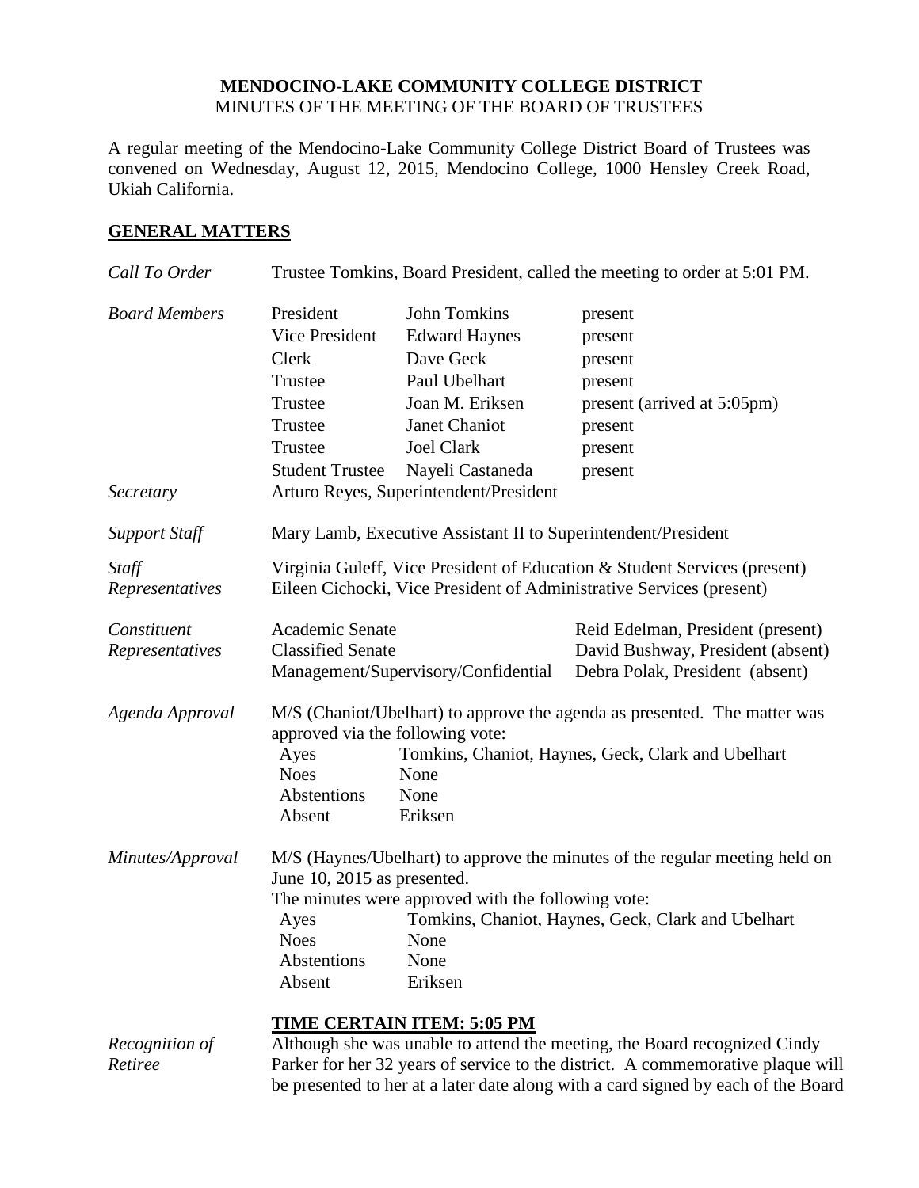**MENDOCINO-LAKE COMMUNITY COLLEGE DISTRICT**
MINUTES OF THE MEETING OF THE BOARD OF TRUSTEES

A regular meeting of the Mendocino-Lake Community College District Board of Trustees was convened on Wednesday, August 12, 2015, Mendocino College, 1000 Hensley Creek Road, Ukiah California.

## GENERAL MATTERS

*Call To Order* — Trustee Tomkins, Board President, called the meeting to order at 5:01 PM.

*Board Members*

| | | |
|---|---|---|
| President | John Tomkins | present |
| Vice President | Edward Haynes | present |
| Clerk | Dave Geck | present |
| Trustee | Paul Ubelhart | present |
| Trustee | Joan M. Eriksen | present (arrived at 5:05pm) |
| Trustee | Janet Chaniot | present |
| Trustee | Joel Clark | present |
| Student Trustee | Nayeli Castaneda | present |

*Secretary* — Arturo Reyes, Superintendent/President

*Support Staff* — Mary Lamb, Executive Assistant II to Superintendent/President

*Staff Representatives* — Virginia Guleff, Vice President of Education & Student Services (present)
Eileen Cichocki, Vice President of Administrative Services (present)

*Constituent Representatives*

| | |
|---|---|
| Academic Senate | Reid Edelman, President (present) |
| Classified Senate | David Bushway, President (absent) |
| Management/Supervisory/Confidential | Debra Polak, President (absent) |

*Agenda Approval* — M/S (Chaniot/Ubelhart) to approve the agenda as presented. The matter was approved via the following vote:

| | |
|---|---|
| Ayes | Tomkins, Chaniot, Haynes, Geck, Clark and Ubelhart |
| Noes | None |
| Abstentions | None |
| Absent | Eriksen |

*Minutes/Approval* — M/S (Haynes/Ubelhart) to approve the minutes of the regular meeting held on June 10, 2015 as presented.
The minutes were approved with the following vote:

| | |
|---|---|
| Ayes | Tomkins, Chaniot, Haynes, Geck, Clark and Ubelhart |
| Noes | None |
| Abstentions | None |
| Absent | Eriksen |

**TIME CERTAIN ITEM: 5:05 PM**

*Recognition of Retiree* — Although she was unable to attend the meeting, the Board recognized Cindy Parker for her 32 years of service to the district. A commemorative plaque will be presented to her at a later date along with a card signed by each of the Board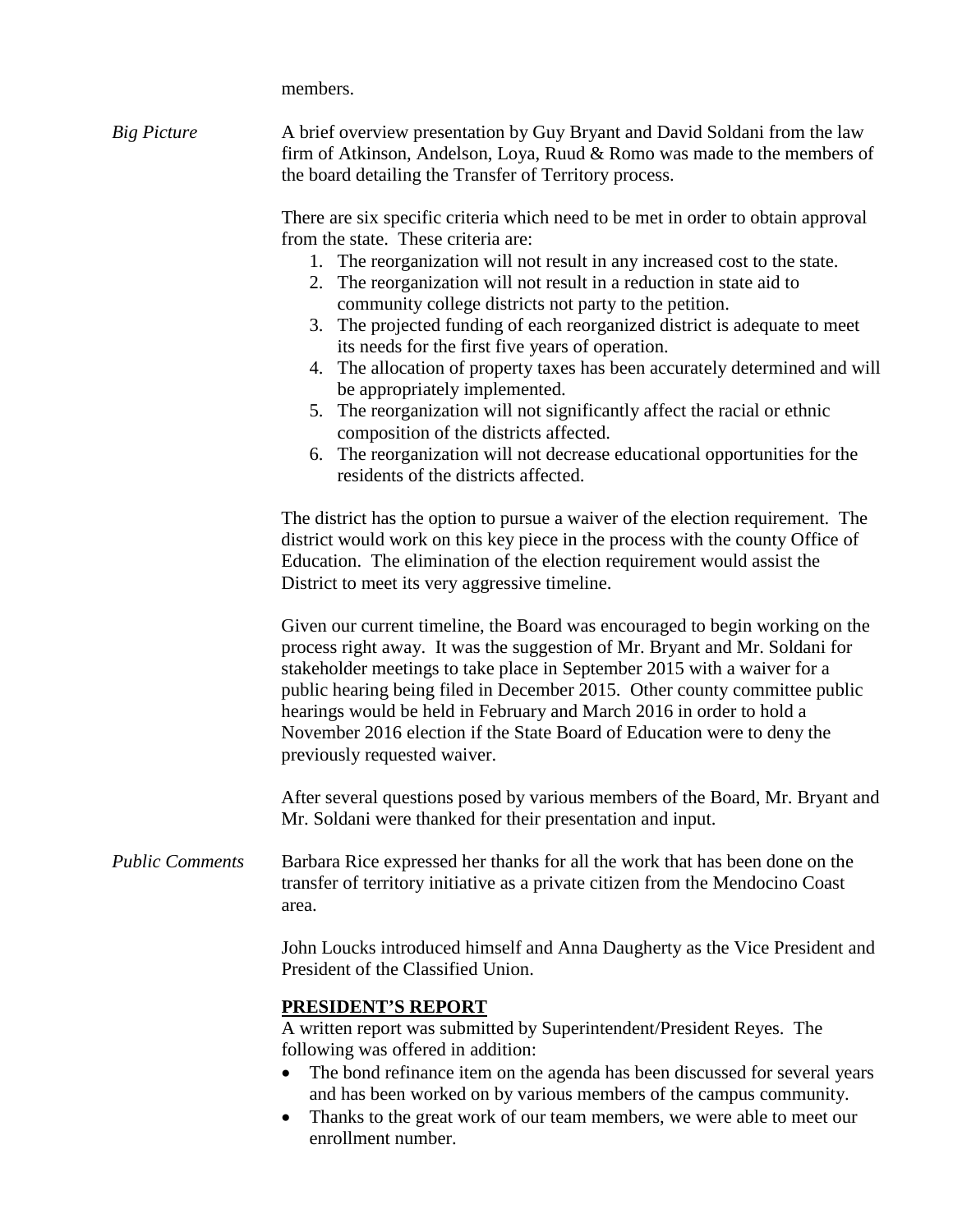members.

*Big Picture*

A brief overview presentation by Guy Bryant and David Soldani from the law firm of Atkinson, Andelson, Loya, Ruud & Romo was made to the members of the board detailing the Transfer of Territory process.

There are six specific criteria which need to be met in order to obtain approval from the state. These criteria are:

1. The reorganization will not result in any increased cost to the state.
2. The reorganization will not result in a reduction in state aid to community college districts not party to the petition.
3. The projected funding of each reorganized district is adequate to meet its needs for the first five years of operation.
4. The allocation of property taxes has been accurately determined and will be appropriately implemented.
5. The reorganization will not significantly affect the racial or ethnic composition of the districts affected.
6. The reorganization will not decrease educational opportunities for the residents of the districts affected.

The district has the option to pursue a waiver of the election requirement. The district would work on this key piece in the process with the county Office of Education. The elimination of the election requirement would assist the District to meet its very aggressive timeline.

Given our current timeline, the Board was encouraged to begin working on the process right away. It was the suggestion of Mr. Bryant and Mr. Soldani for stakeholder meetings to take place in September 2015 with a waiver for a public hearing being filed in December 2015. Other county committee public hearings would be held in February and March 2016 in order to hold a November 2016 election if the State Board of Education were to deny the previously requested waiver.

After several questions posed by various members of the Board, Mr. Bryant and Mr. Soldani were thanked for their presentation and input.

*Public Comments*

Barbara Rice expressed her thanks for all the work that has been done on the transfer of territory initiative as a private citizen from the Mendocino Coast area.

John Loucks introduced himself and Anna Daugherty as the Vice President and President of the Classified Union.

**PRESIDENT'S REPORT**

A written report was submitted by Superintendent/President Reyes. The following was offered in addition:

- The bond refinance item on the agenda has been discussed for several years and has been worked on by various members of the campus community.
- Thanks to the great work of our team members, we were able to meet our enrollment number.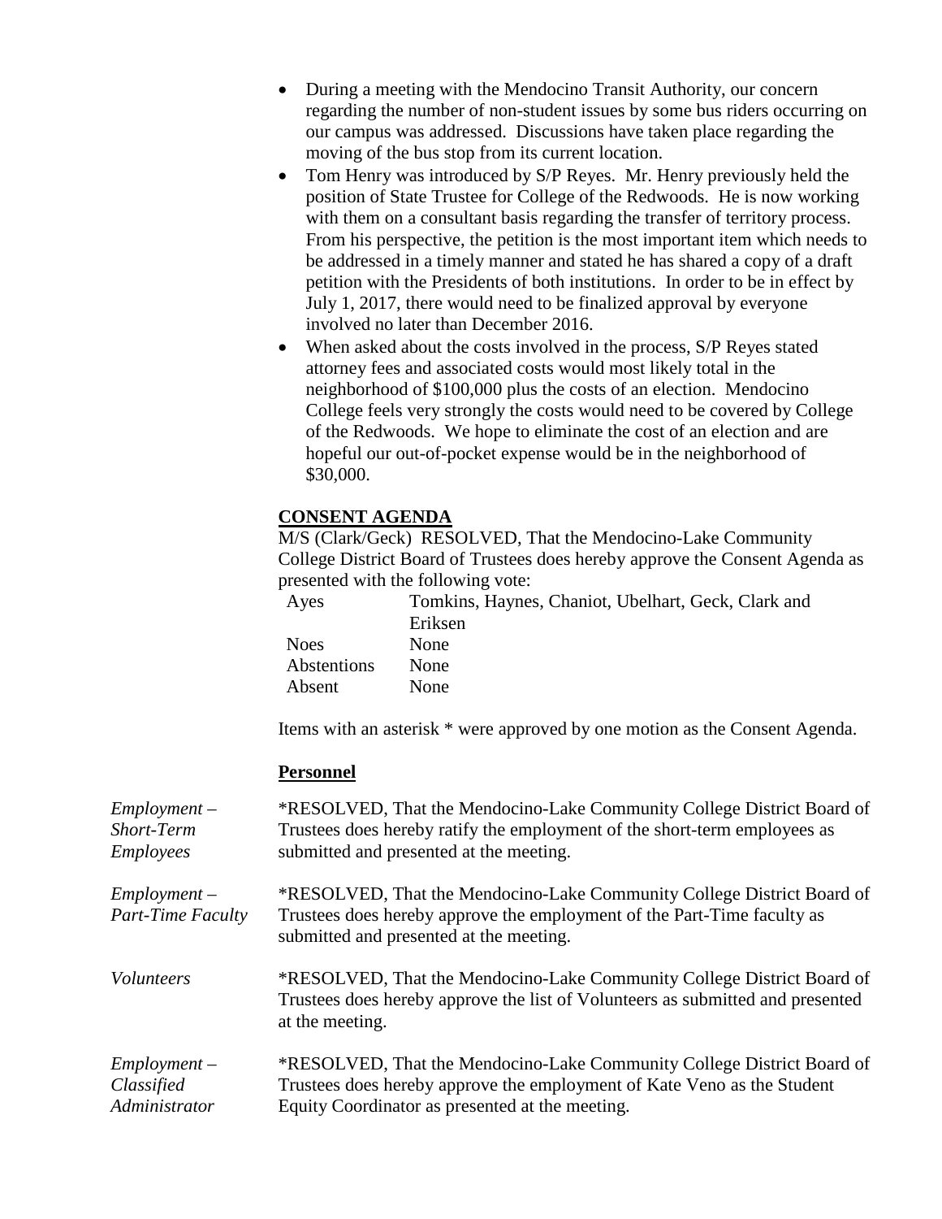- During a meeting with the Mendocino Transit Authority, our concern regarding the number of non-student issues by some bus riders occurring on our campus was addressed. Discussions have taken place regarding the moving of the bus stop from its current location.
- Tom Henry was introduced by S/P Reyes. Mr. Henry previously held the position of State Trustee for College of the Redwoods. He is now working with them on a consultant basis regarding the transfer of territory process. From his perspective, the petition is the most important item which needs to be addressed in a timely manner and stated he has shared a copy of a draft petition with the Presidents of both institutions. In order to be in effect by July 1, 2017, there would need to be finalized approval by everyone involved no later than December 2016.
- When asked about the costs involved in the process, S/P Reyes stated attorney fees and associated costs would most likely total in the neighborhood of $100,000 plus the costs of an election. Mendocino College feels very strongly the costs would need to be covered by College of the Redwoods. We hope to eliminate the cost of an election and are hopeful our out-of-pocket expense would be in the neighborhood of $30,000.

**CONSENT AGENDA**

M/S (Clark/Geck) RESOLVED, That the Mendocino-Lake Community College District Board of Trustees does hereby approve the Consent Agenda as presented with the following vote:

| | |
|---|---|
| Ayes | Tomkins, Haynes, Chaniot, Ubelhart, Geck, Clark and Eriksen |
| Noes | None |
| Abstentions | None |
| Absent | None |

Items with an asterisk * were approved by one motion as the Consent Agenda.

**Personnel**

*Employment – Short-Term Employees*

*RESOLVED, That the Mendocino-Lake Community College District Board of Trustees does hereby ratify the employment of the short-term employees as submitted and presented at the meeting.

*Employment – Part-Time Faculty*

*RESOLVED, That the Mendocino-Lake Community College District Board of Trustees does hereby approve the employment of the Part-Time faculty as submitted and presented at the meeting.

*Volunteers*

*RESOLVED, That the Mendocino-Lake Community College District Board of Trustees does hereby approve the list of Volunteers as submitted and presented at the meeting.

*Employment – Classified Administrator*

*RESOLVED, That the Mendocino-Lake Community College District Board of Trustees does hereby approve the employment of Kate Veno as the Student Equity Coordinator as presented at the meeting.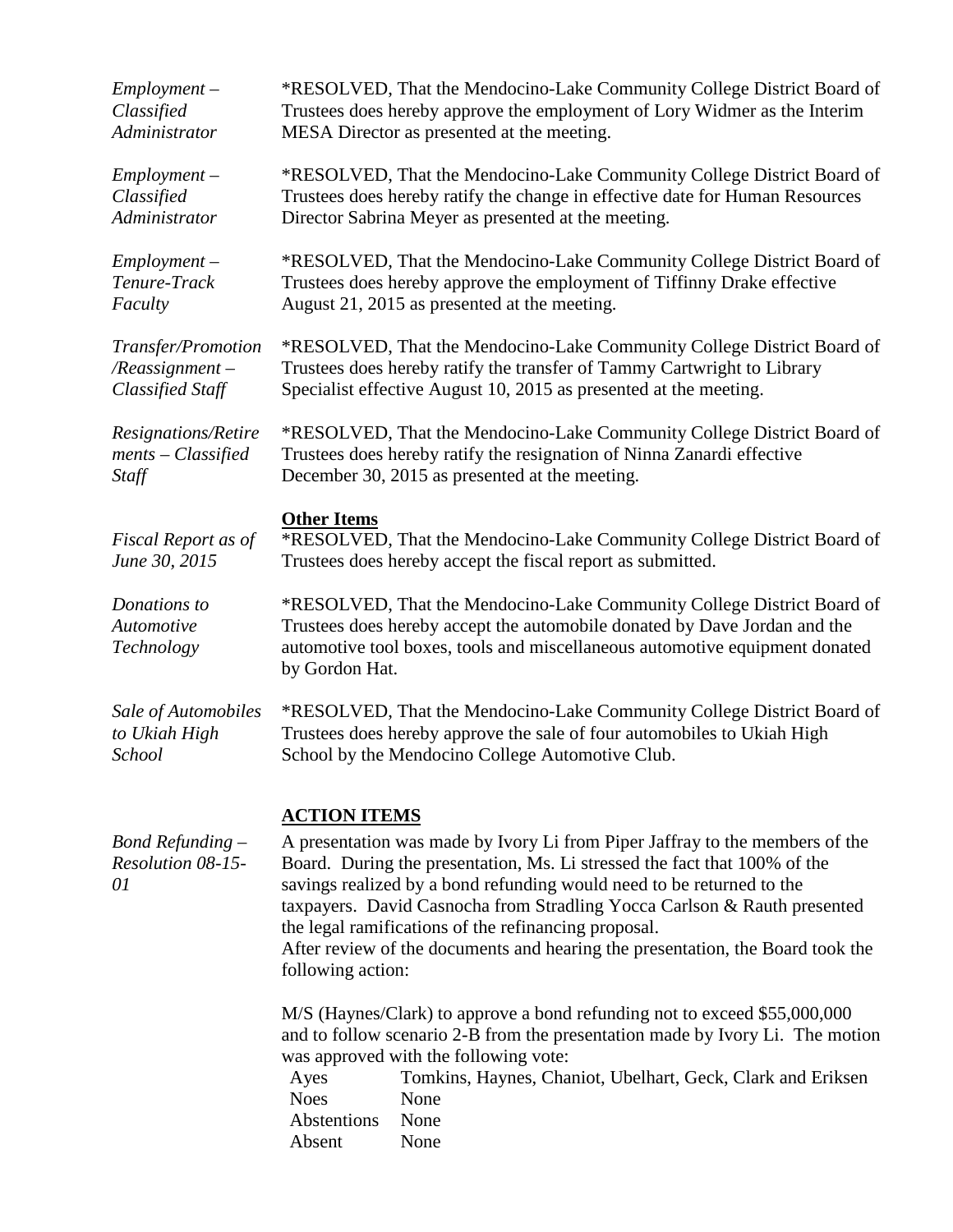*Employment – Classified Administrator*

*RESOLVED, That the Mendocino-Lake Community College District Board of Trustees does hereby approve the employment of Lory Widmer as the Interim MESA Director as presented at the meeting.

*Employment – Classified Administrator*

*RESOLVED, That the Mendocino-Lake Community College District Board of Trustees does hereby ratify the change in effective date for Human Resources Director Sabrina Meyer as presented at the meeting.

*Employment – Tenure-Track Faculty*

*RESOLVED, That the Mendocino-Lake Community College District Board of Trustees does hereby approve the employment of Tiffinny Drake effective August 21, 2015 as presented at the meeting.

*Transfer/Promotion /Reassignment – Classified Staff*

*RESOLVED, That the Mendocino-Lake Community College District Board of Trustees does hereby ratify the transfer of Tammy Cartwright to Library Specialist effective August 10, 2015 as presented at the meeting.

*Resignations/Retirements – Classified Staff*

*RESOLVED, That the Mendocino-Lake Community College District Board of Trustees does hereby ratify the resignation of Ninna Zanardi effective December 30, 2015 as presented at the meeting.

**Other Items**

*Fiscal Report as of June 30, 2015*

*RESOLVED, That the Mendocino-Lake Community College District Board of Trustees does hereby accept the fiscal report as submitted.

*Donations to Automotive Technology*

*RESOLVED, That the Mendocino-Lake Community College District Board of Trustees does hereby accept the automobile donated by Dave Jordan and the automotive tool boxes, tools and miscellaneous automotive equipment donated by Gordon Hat.

*Sale of Automobiles to Ukiah High School*

*RESOLVED, That the Mendocino-Lake Community College District Board of Trustees does hereby approve the sale of four automobiles to Ukiah High School by the Mendocino College Automotive Club.

**ACTION ITEMS**

*Bond Refunding – Resolution 08-15-01*

A presentation was made by Ivory Li from Piper Jaffray to the members of the Board. During the presentation, Ms. Li stressed the fact that 100% of the savings realized by a bond refunding would need to be returned to the taxpayers. David Casnocha from Stradling Yocca Carlson & Rauth presented the legal ramifications of the refinancing proposal.
After review of the documents and hearing the presentation, the Board took the following action:

M/S (Haynes/Clark) to approve a bond refunding not to exceed $55,000,000 and to follow scenario 2-B from the presentation made by Ivory Li. The motion was approved with the following vote:

| | |
|---|---|
| Ayes | Tomkins, Haynes, Chaniot, Ubelhart, Geck, Clark and Eriksen |
| Noes | None |
| Abstentions | None |
| Absent | None |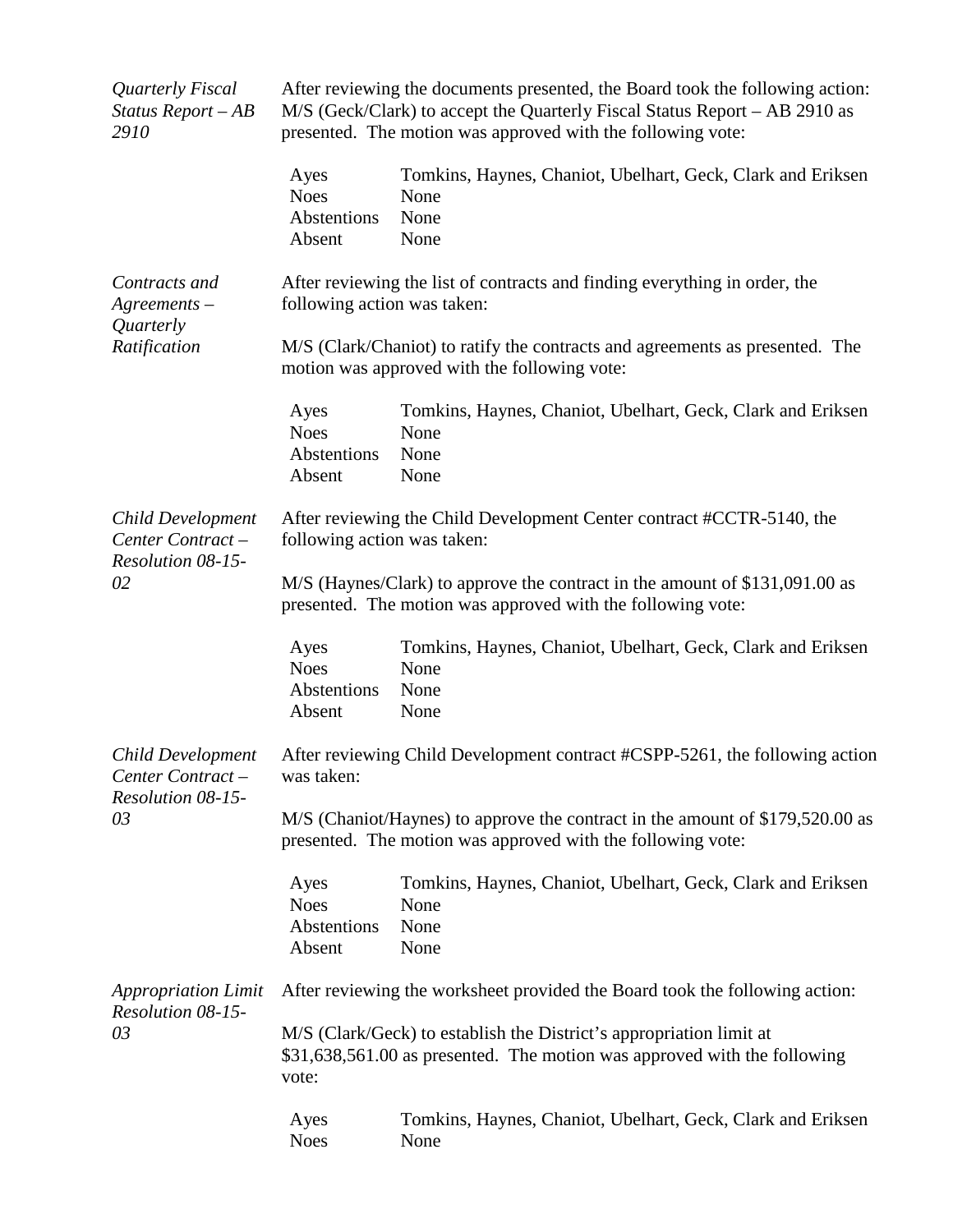*Quarterly Fiscal Status Report – AB 2910*

After reviewing the documents presented, the Board took the following action: M/S (Geck/Clark) to accept the Quarterly Fiscal Status Report – AB 2910 as presented. The motion was approved with the following vote:

| | |
|---|---|
| Ayes | Tomkins, Haynes, Chaniot, Ubelhart, Geck, Clark and Eriksen |
| Noes | None |
| Abstentions | None |
| Absent | None |

*Contracts and Agreements – Quarterly Ratification*

After reviewing the list of contracts and finding everything in order, the following action was taken:

M/S (Clark/Chaniot) to ratify the contracts and agreements as presented. The motion was approved with the following vote:

| | |
|---|---|
| Ayes | Tomkins, Haynes, Chaniot, Ubelhart, Geck, Clark and Eriksen |
| Noes | None |
| Abstentions | None |
| Absent | None |

*Child Development Center Contract – Resolution 08-15-02*

After reviewing the Child Development Center contract #CCTR-5140, the following action was taken:

M/S (Haynes/Clark) to approve the contract in the amount of $131,091.00 as presented. The motion was approved with the following vote:

| | |
|---|---|
| Ayes | Tomkins, Haynes, Chaniot, Ubelhart, Geck, Clark and Eriksen |
| Noes | None |
| Abstentions | None |
| Absent | None |

*Child Development Center Contract – Resolution 08-15-03*

After reviewing Child Development contract #CSPP-5261, the following action was taken:

M/S (Chaniot/Haynes) to approve the contract in the amount of $179,520.00 as presented. The motion was approved with the following vote:

| | |
|---|---|
| Ayes | Tomkins, Haynes, Chaniot, Ubelhart, Geck, Clark and Eriksen |
| Noes | None |
| Abstentions | None |
| Absent | None |

*Appropriation Limit Resolution 08-15-03*

After reviewing the worksheet provided the Board took the following action:

M/S (Clark/Geck) to establish the District's appropriation limit at $31,638,561.00 as presented. The motion was approved with the following vote:

| | |
|---|---|
| Ayes | Tomkins, Haynes, Chaniot, Ubelhart, Geck, Clark and Eriksen |
| Noes | None |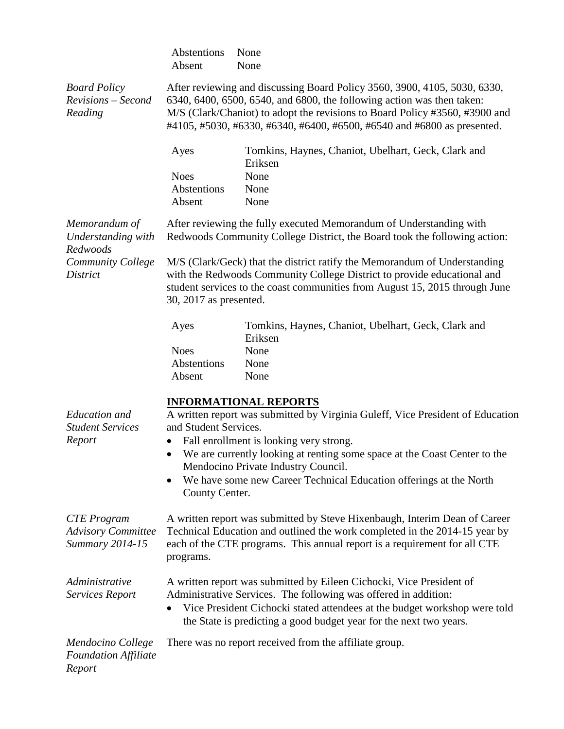| | |
|---|---|
| Abstentions | None |
| Absent | None |

*Board Policy Revisions – Second Reading*

After reviewing and discussing Board Policy 3560, 3900, 4105, 5030, 6330, 6340, 6400, 6500, 6540, and 6800, the following action was then taken: M/S (Clark/Chaniot) to adopt the revisions to Board Policy #3560, #3900 and #4105, #5030, #6330, #6340, #6400, #6500, #6540 and #6800 as presented.

| | |
|---|---|
| Ayes | Tomkins, Haynes, Chaniot, Ubelhart, Geck, Clark and Eriksen |
| Noes | None |
| Abstentions | None |
| Absent | None |

*Memorandum of Understanding with Redwoods Community College District*

After reviewing the fully executed Memorandum of Understanding with Redwoods Community College District, the Board took the following action:

M/S (Clark/Geck) that the district ratify the Memorandum of Understanding with the Redwoods Community College District to provide educational and student services to the coast communities from August 15, 2015 through June 30, 2017 as presented.

| | |
|---|---|
| Ayes | Tomkins, Haynes, Chaniot, Ubelhart, Geck, Clark and Eriksen |
| Noes | None |
| Abstentions | None |
| Absent | None |

## **INFORMATIONAL REPORTS**

*Education and Student Services Report*

A written report was submitted by Virginia Guleff, Vice President of Education and Student Services.

- Fall enrollment is looking very strong.
- We are currently looking at renting some space at the Coast Center to the Mendocino Private Industry Council.
- We have some new Career Technical Education offerings at the North County Center.

*CTE Program Advisory Committee Summary 2014-15*

A written report was submitted by Steve Hixenbaugh, Interim Dean of Career Technical Education and outlined the work completed in the 2014-15 year by each of the CTE programs. This annual report is a requirement for all CTE programs.

*Administrative Services Report*

A written report was submitted by Eileen Cichocki, Vice President of Administrative Services. The following was offered in addition:

- Vice President Cichocki stated attendees at the budget workshop were told the State is predicting a good budget year for the next two years.

*Mendocino College Foundation Affiliate Report*

There was no report received from the affiliate group.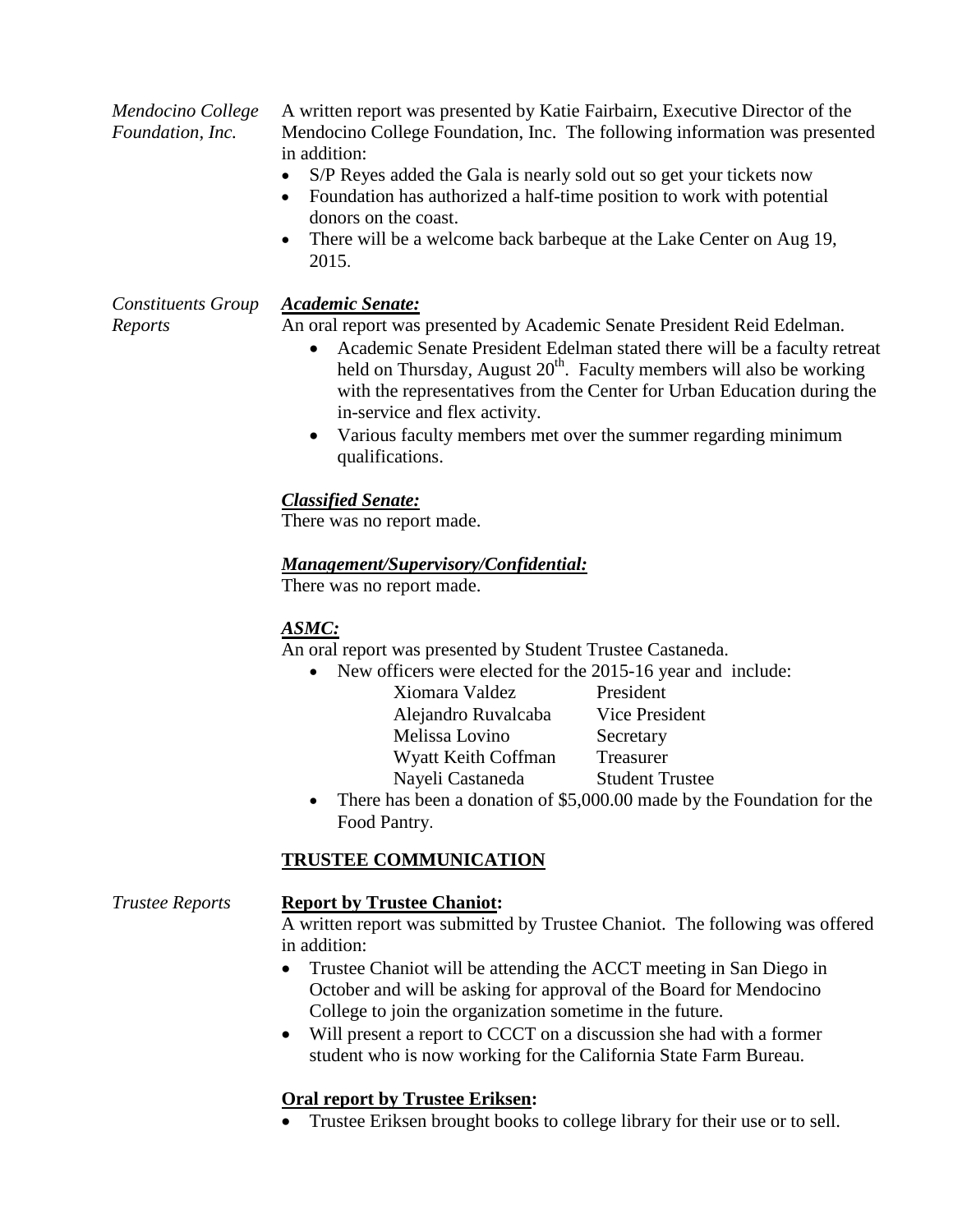*Mendocino College Foundation, Inc.*

A written report was presented by Katie Fairbairn, Executive Director of the Mendocino College Foundation, Inc. The following information was presented in addition:

- S/P Reyes added the Gala is nearly sold out so get your tickets now
- Foundation has authorized a half-time position to work with potential donors on the coast.
- There will be a welcome back barbeque at the Lake Center on Aug 19, 2015.

*Constituents Group Reports*

***Academic Senate:***

An oral report was presented by Academic Senate President Reid Edelman.

- Academic Senate President Edelman stated there will be a faculty retreat held on Thursday, August 20th. Faculty members will also be working with the representatives from the Center for Urban Education during the in-service and flex activity.
- Various faculty members met over the summer regarding minimum qualifications.

***Classified Senate:***

There was no report made.

***Management/Supervisory/Confidential:***

There was no report made.

***ASMC:***

An oral report was presented by Student Trustee Castaneda.

- New officers were elected for the 2015-16 year and include:

| Name | Position |
|---|---|
| Xiomara Valdez | President |
| Alejandro Ruvalcaba | Vice President |
| Melissa Lovino | Secretary |
| Wyatt Keith Coffman | Treasurer |
| Nayeli Castaneda | Student Trustee |

- There has been a donation of $5,000.00 made by the Foundation for the Food Pantry.

## TRUSTEE COMMUNICATION

*Trustee Reports*

**Report by Trustee Chaniot:**

A written report was submitted by Trustee Chaniot. The following was offered in addition:

- Trustee Chaniot will be attending the ACCT meeting in San Diego in October and will be asking for approval of the Board for Mendocino College to join the organization sometime in the future.
- Will present a report to CCCT on a discussion she had with a former student who is now working for the California State Farm Bureau.

**Oral report by Trustee Eriksen:**

- Trustee Eriksen brought books to college library for their use or to sell.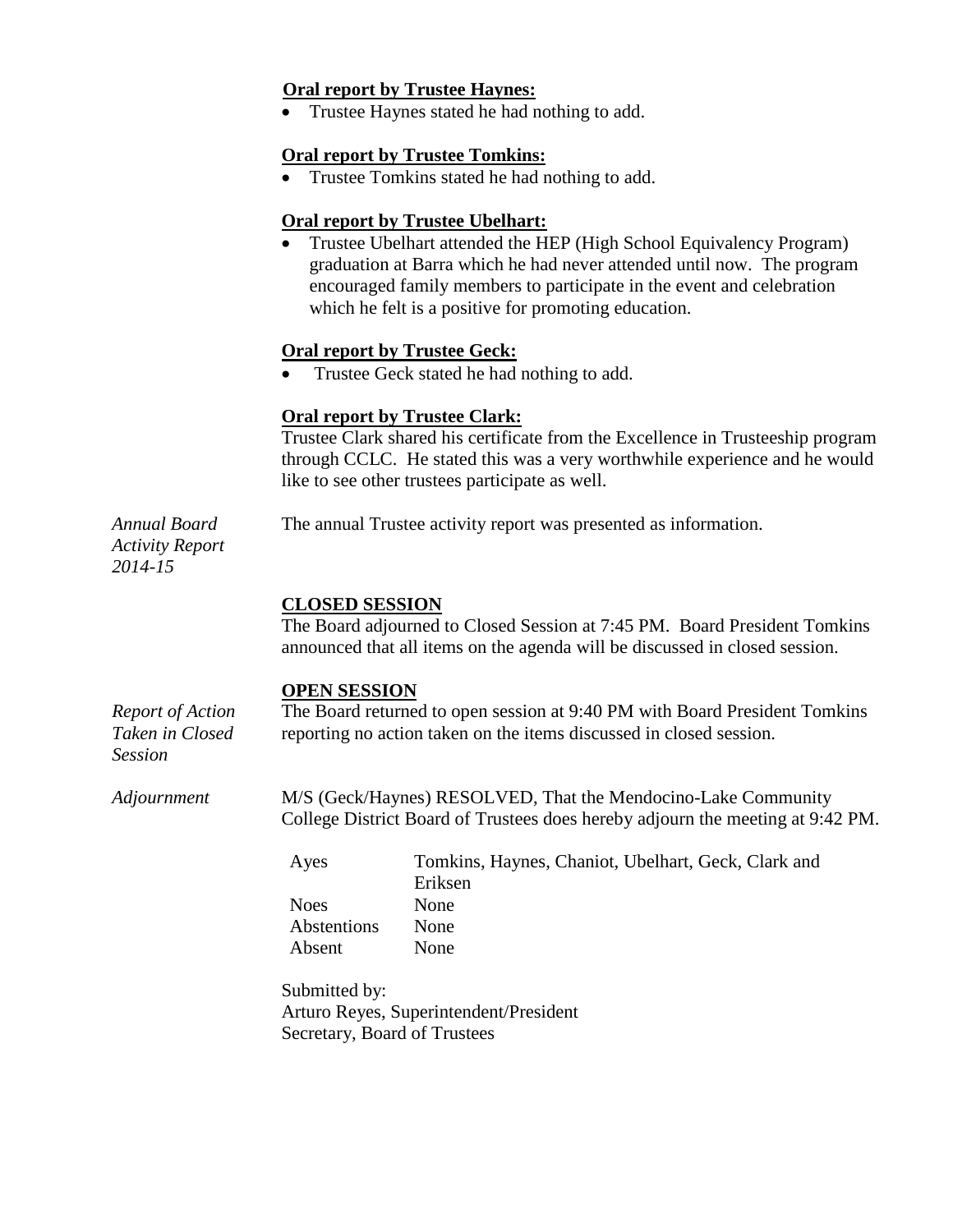**Oral report by Trustee Haynes:**

- Trustee Haynes stated he had nothing to add.

**Oral report by Trustee Tomkins:**

- Trustee Tomkins stated he had nothing to add.

**Oral report by Trustee Ubelhart:**

- Trustee Ubelhart attended the HEP (High School Equivalency Program) graduation at Barra which he had never attended until now. The program encouraged family members to participate in the event and celebration which he felt is a positive for promoting education.

**Oral report by Trustee Geck:**

- Trustee Geck stated he had nothing to add.

**Oral report by Trustee Clark:**

Trustee Clark shared his certificate from the Excellence in Trusteeship program through CCLC. He stated this was a very worthwhile experience and he would like to see other trustees participate as well.

*Annual Board Activity Report 2014-15*

The annual Trustee activity report was presented as information.

**CLOSED SESSION**

The Board adjourned to Closed Session at 7:45 PM. Board President Tomkins announced that all items on the agenda will be discussed in closed session.

**OPEN SESSION**

*Report of Action Taken in Closed Session*

The Board returned to open session at 9:40 PM with Board President Tomkins reporting no action taken on the items discussed in closed session.

*Adjournment*

M/S (Geck/Haynes) RESOLVED, That the Mendocino-Lake Community College District Board of Trustees does hereby adjourn the meeting at 9:42 PM.

| | |
|---|---|
| Ayes | Tomkins, Haynes, Chaniot, Ubelhart, Geck, Clark and Eriksen |
| Noes | None |
| Abstentions | None |
| Absent | None |

Submitted by:
Arturo Reyes, Superintendent/President
Secretary, Board of Trustees